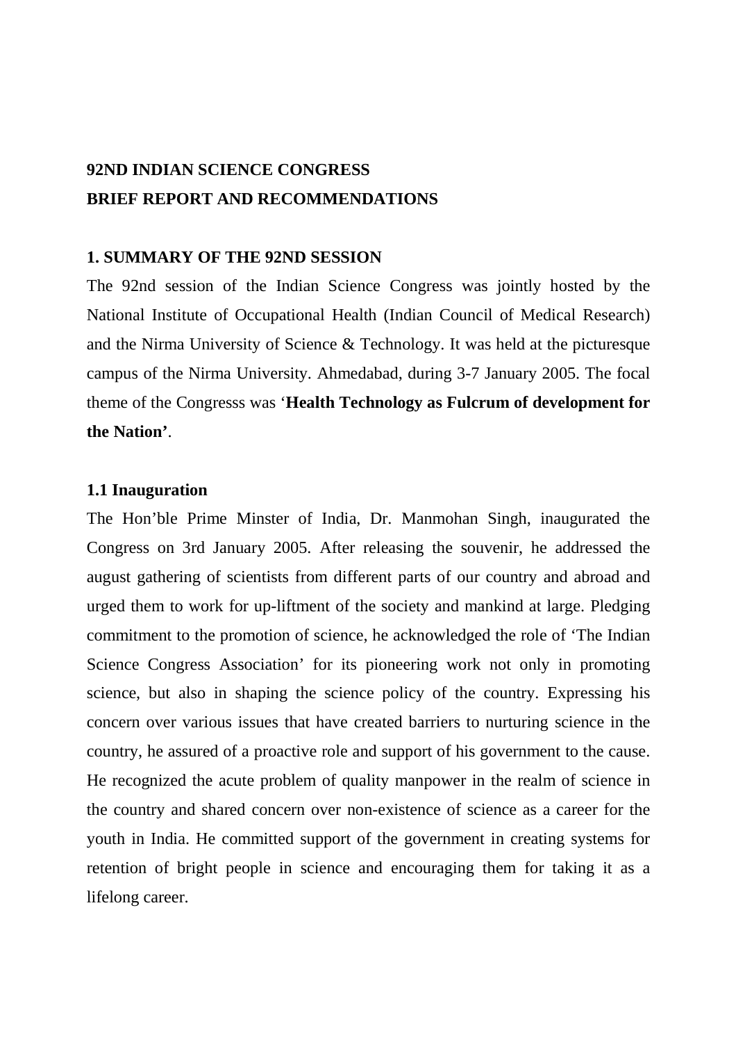# 92ND INDIAN SCIENCE CONGRESS
# BRIEF REPORT AND RECOMMENDATIONS

## 1. SUMMARY OF THE 92ND SESSION

The 92nd session of the Indian Science Congress was jointly hosted by the National Institute of Occupational Health (Indian Council of Medical Research) and the Nirma University of Science & Technology. It was held at the picturesque campus of the Nirma University. Ahmedabad, during 3-7 January 2005. The focal theme of the Congresss was '**Health Technology as Fulcrum of development for the Nation'**.

### 1.1 Inauguration

The Hon'ble Prime Minster of India, Dr. Manmohan Singh, inaugurated the Congress on 3rd January 2005. After releasing the souvenir, he addressed the august gathering of scientists from different parts of our country and abroad and urged them to work for up-liftment of the society and mankind at large. Pledging commitment to the promotion of science, he acknowledged the role of 'The Indian Science Congress Association' for its pioneering work not only in promoting science, but also in shaping the science policy of the country. Expressing his concern over various issues that have created barriers to nurturing science in the country, he assured of a proactive role and support of his government to the cause. He recognized the acute problem of quality manpower in the realm of science in the country and shared concern over non-existence of science as a career for the youth in India. He committed support of the government in creating systems for retention of bright people in science and encouraging them for taking it as a lifelong career.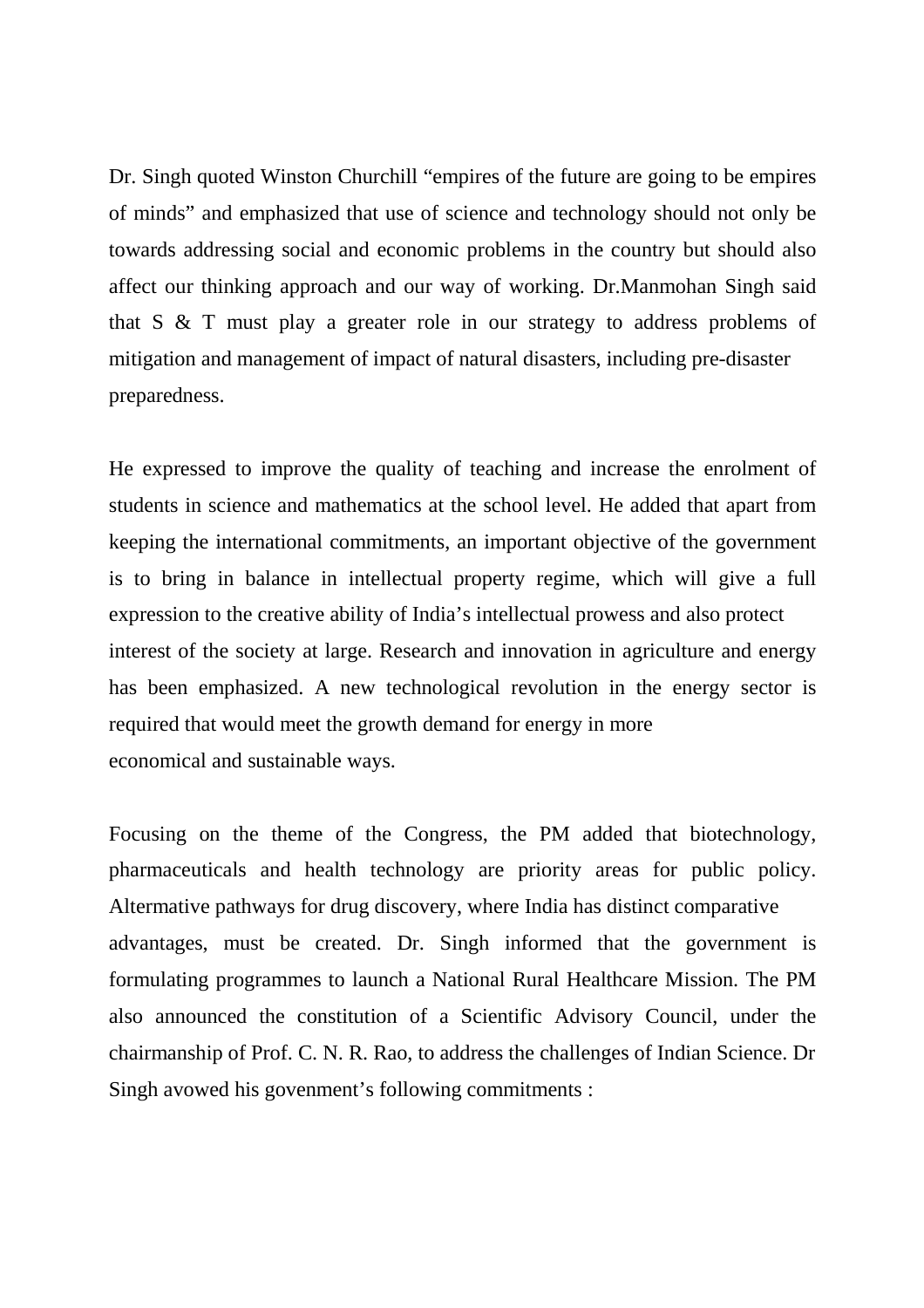Dr. Singh quoted Winston Churchill “empires of the future are going to be empires of minds” and emphasized that use of science and technology should not only be towards addressing social and economic problems in the country but should also affect our thinking approach and our way of working. Dr.Manmohan Singh said that S & T must play a greater role in our strategy to address problems of mitigation and management of impact of natural disasters, including pre-disaster preparedness.

He expressed to improve the quality of teaching and increase the enrolment of students in science and mathematics at the school level. He added that apart from keeping the international commitments, an important objective of the government is to bring in balance in intellectual property regime, which will give a full expression to the creative ability of India’s intellectual prowess and also protect interest of the society at large. Research and innovation in agriculture and energy has been emphasized. A new technological revolution in the energy sector is required that would meet the growth demand for energy in more economical and sustainable ways.

Focusing on the theme of the Congress, the PM added that biotechnology, pharmaceuticals and health technology are priority areas for public policy. Altermative pathways for drug discovery, where India has distinct comparative advantages, must be created. Dr. Singh informed that the government is formulating programmes to launch a National Rural Healthcare Mission. The PM also announced the constitution of a Scientific Advisory Council, under the chairmanship of Prof. C. N. R. Rao, to address the challenges of Indian Science. Dr Singh avowed his govenment’s following commitments :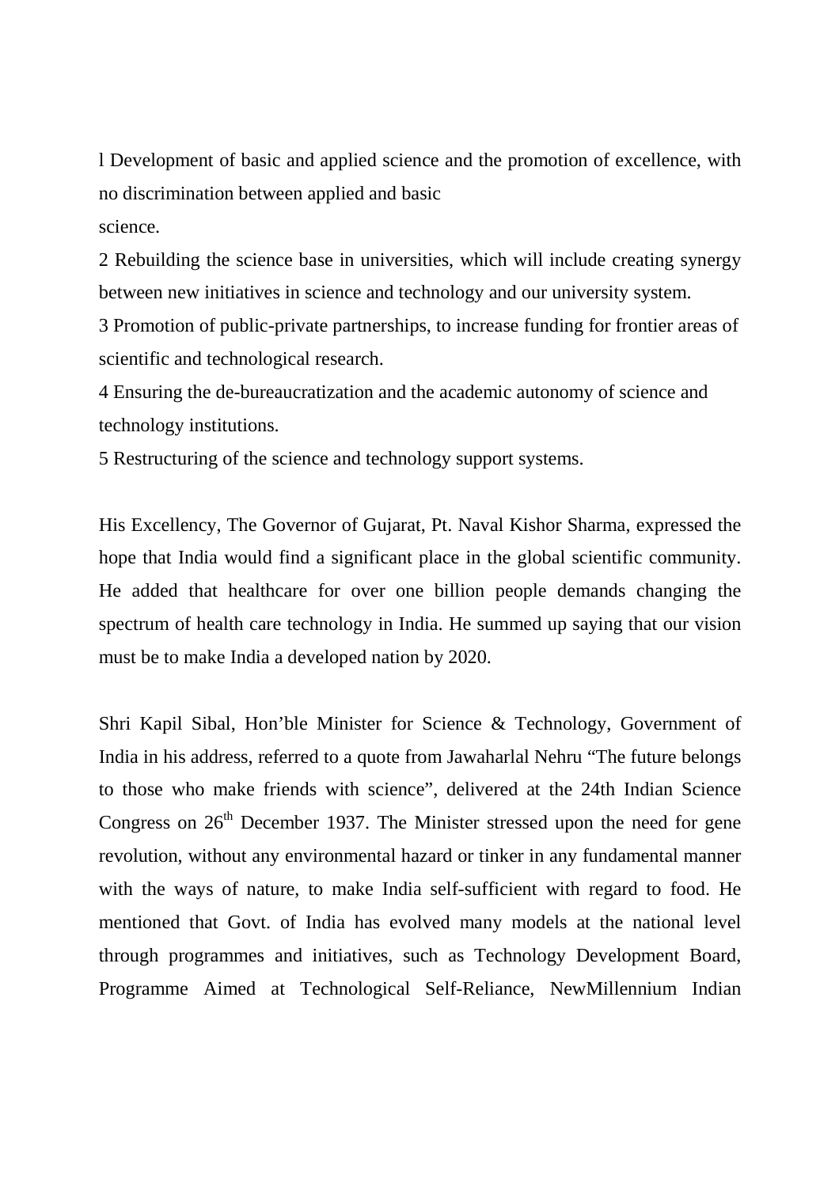l Development of basic and applied science and the promotion of excellence, with no discrimination between applied and basic science.

2 Rebuilding the science base in universities, which will include creating synergy between new initiatives in science and technology and our university system.

3 Promotion of public-private partnerships, to increase funding for frontier areas of scientific and technological research.

4 Ensuring the de-bureaucratization and the academic autonomy of science and technology institutions.

5 Restructuring of the science and technology support systems.

His Excellency, The Governor of Gujarat, Pt. Naval Kishor Sharma, expressed the hope that India would find a significant place in the global scientific community. He added that healthcare for over one billion people demands changing the spectrum of health care technology in India. He summed up saying that our vision must be to make India a developed nation by 2020.

Shri Kapil Sibal, Hon'ble Minister for Science & Technology, Government of India in his address, referred to a quote from Jawaharlal Nehru "The future belongs to those who make friends with science", delivered at the 24th Indian Science Congress on 26th December 1937. The Minister stressed upon the need for gene revolution, without any environmental hazard or tinker in any fundamental manner with the ways of nature, to make India self-sufficient with regard to food. He mentioned that Govt. of India has evolved many models at the national level through programmes and initiatives, such as Technology Development Board, Programme Aimed at Technological Self-Reliance, NewMillennium Indian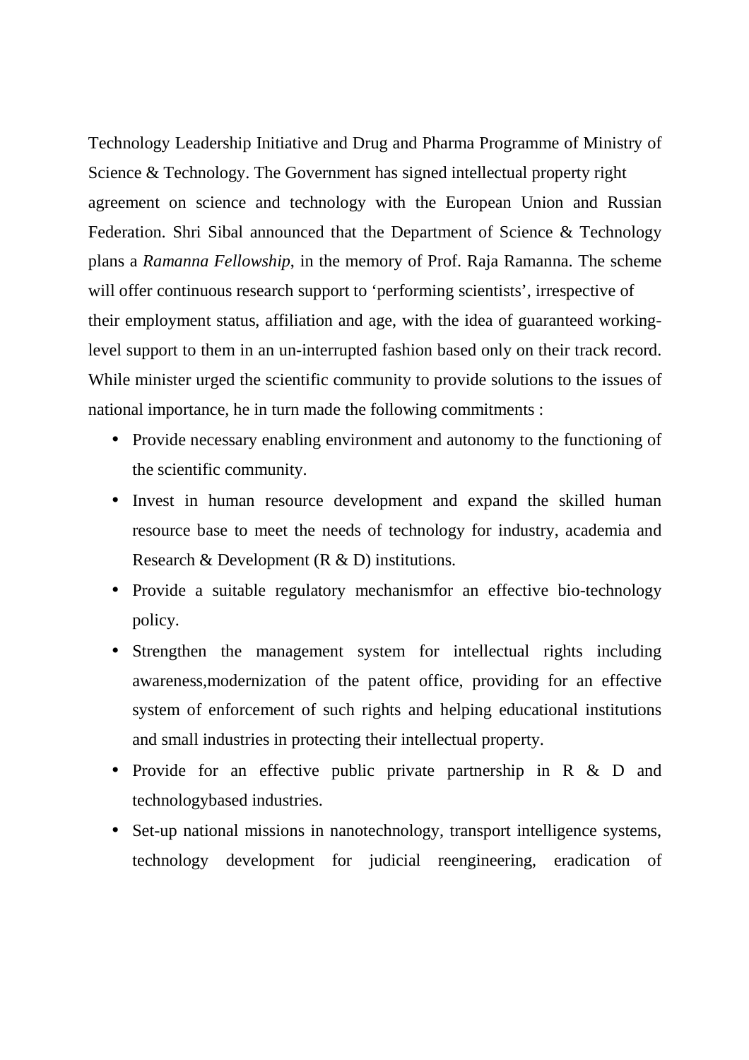Technology Leadership Initiative and Drug and Pharma Programme of Ministry of Science & Technology. The Government has signed intellectual property right agreement on science and technology with the European Union and Russian Federation. Shri Sibal announced that the Department of Science & Technology plans a *Ramanna Fellowship*, in the memory of Prof. Raja Ramanna. The scheme will offer continuous research support to 'performing scientists', irrespective of their employment status, affiliation and age, with the idea of guaranteed working-level support to them in an un-interrupted fashion based only on their track record. While minister urged the scientific community to provide solutions to the issues of national importance, he in turn made the following commitments :

- Provide necessary enabling environment and autonomy to the functioning of the scientific community.
- Invest in human resource development and expand the skilled human resource base to meet the needs of technology for industry, academia and Research & Development (R & D) institutions.
- Provide a suitable regulatory mechanismfor an effective bio-technology policy.
- Strengthen the management system for intellectual rights including awareness,modernization of the patent office, providing for an effective system of enforcement of such rights and helping educational institutions and small industries in protecting their intellectual property.
- Provide for an effective public private partnership in R & D and technologybased industries.
- Set-up national missions in nanotechnology, transport intelligence systems, technology development for judicial reengineering, eradication of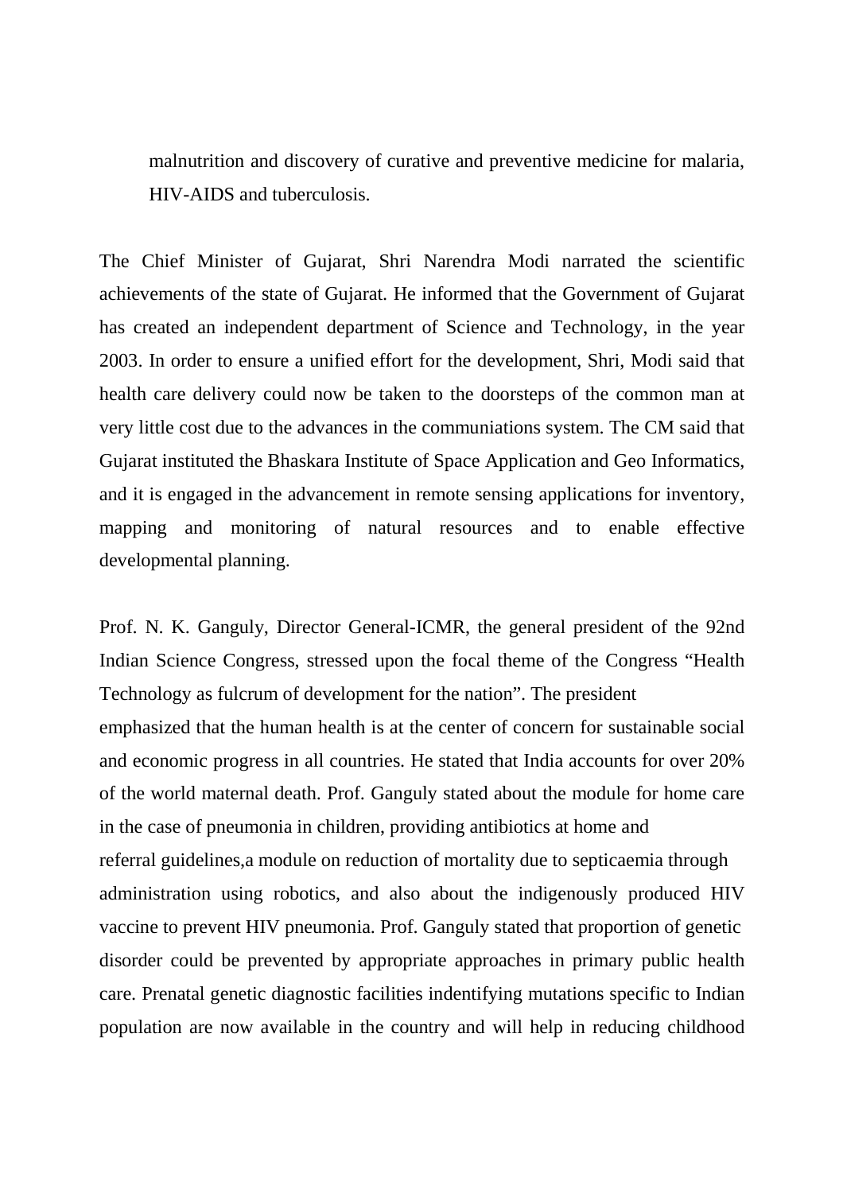malnutrition and discovery of curative and preventive medicine for malaria, HIV-AIDS and tuberculosis.

The Chief Minister of Gujarat, Shri Narendra Modi narrated the scientific achievements of the state of Gujarat. He informed that the Government of Gujarat has created an independent department of Science and Technology, in the year 2003. In order to ensure a unified effort for the development, Shri, Modi said that health care delivery could now be taken to the doorsteps of the common man at very little cost due to the advances in the communiations system. The CM said that Gujarat instituted the Bhaskara Institute of Space Application and Geo Informatics, and it is engaged in the advancement in remote sensing applications for inventory, mapping and monitoring of natural resources and to enable effective developmental planning.

Prof. N. K. Ganguly, Director General-ICMR, the general president of the 92nd Indian Science Congress, stressed upon the focal theme of the Congress "Health Technology as fulcrum of development for the nation". The president emphasized that the human health is at the center of concern for sustainable social and economic progress in all countries. He stated that India accounts for over 20% of the world maternal death. Prof. Ganguly stated about the module for home care in the case of pneumonia in children, providing antibiotics at home and referral guidelines,a module on reduction of mortality due to septicaemia through administration using robotics, and also about the indigenously produced HIV vaccine to prevent HIV pneumonia. Prof. Ganguly stated that proportion of genetic disorder could be prevented by appropriate approaches in primary public health care. Prenatal genetic diagnostic facilities indentifying mutations specific to Indian population are now available in the country and will help in reducing childhood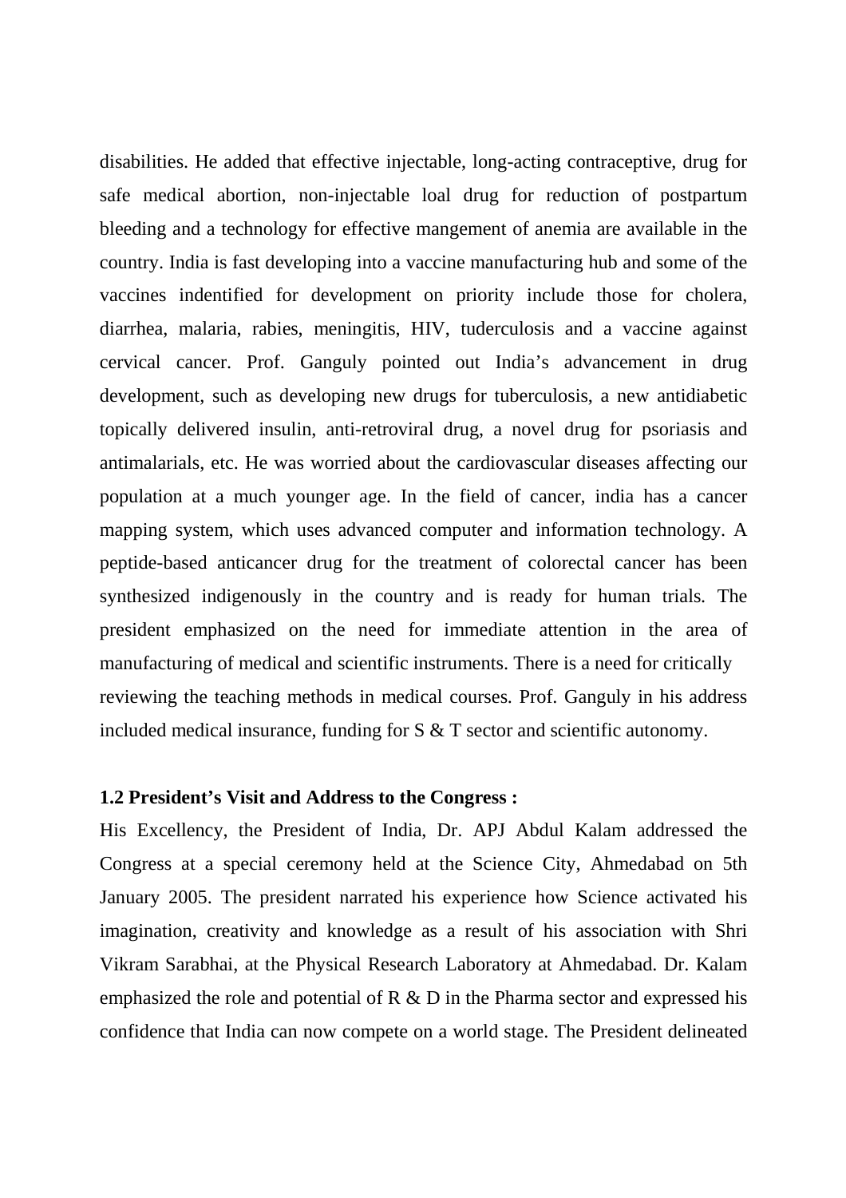disabilities. He added that effective injectable, long-acting contraceptive, drug for safe medical abortion, non-injectable loal drug for reduction of postpartum bleeding and a technology for effective mangement of anemia are available in the country. India is fast developing into a vaccine manufacturing hub and some of the vaccines indentified for development on priority include those for cholera, diarrhea, malaria, rabies, meningitis, HIV, tuderculosis and a vaccine against cervical cancer. Prof. Ganguly pointed out India's advancement in drug development, such as developing new drugs for tuberculosis, a new antidiabetic topically delivered insulin, anti-retroviral drug, a novel drug for psoriasis and antimalarials, etc. He was worried about the cardiovascular diseases affecting our population at a much younger age. In the field of cancer, india has a cancer mapping system, which uses advanced computer and information technology. A peptide-based anticancer drug for the treatment of colorectal cancer has been synthesized indigenously in the country and is ready for human trials. The president emphasized on the need for immediate attention in the area of manufacturing of medical and scientific instruments. There is a need for critically reviewing the teaching methods in medical courses. Prof. Ganguly in his address included medical insurance, funding for S & T sector and scientific autonomy.

**1.2 President's Visit and Address to the Congress :**

His Excellency, the President of India, Dr. APJ Abdul Kalam addressed the Congress at a special ceremony held at the Science City, Ahmedabad on 5th January 2005. The president narrated his experience how Science activated his imagination, creativity and knowledge as a result of his association with Shri Vikram Sarabhai, at the Physical Research Laboratory at Ahmedabad. Dr. Kalam emphasized the role and potential of R & D in the Pharma sector and expressed his confidence that India can now compete on a world stage. The President delineated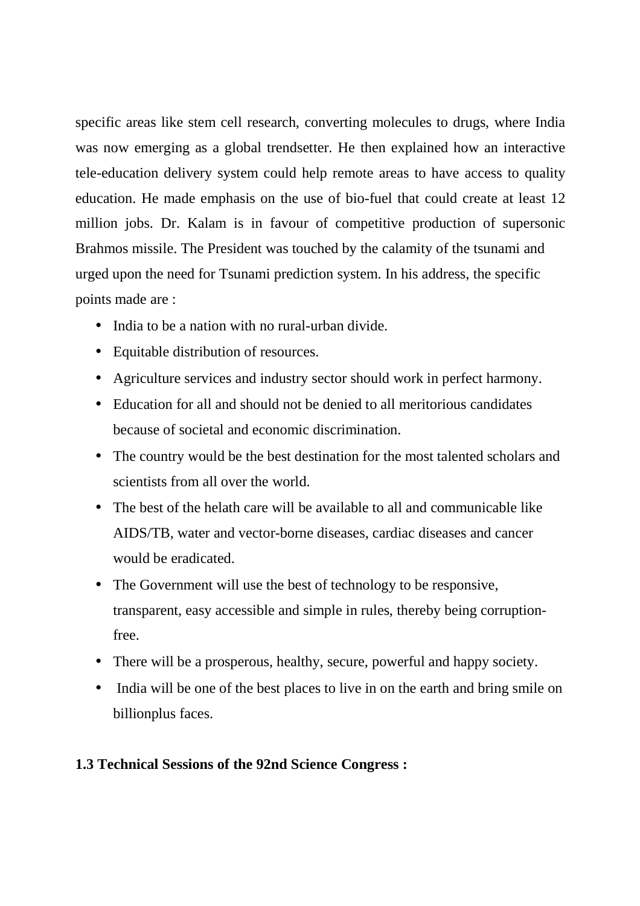specific areas like stem cell research, converting molecules to drugs, where India was now emerging as a global trendsetter. He then explained how an interactive tele-education delivery system could help remote areas to have access to quality education. He made emphasis on the use of bio-fuel that could create at least 12 million jobs. Dr. Kalam is in favour of competitive production of supersonic Brahmos missile. The President was touched by the calamity of the tsunami and urged upon the need for Tsunami prediction system. In his address, the specific points made are :

- India to be a nation with no rural-urban divide.
- Equitable distribution of resources.
- Agriculture services and industry sector should work in perfect harmony.
- Education for all and should not be denied to all meritorious candidates because of societal and economic discrimination.
- The country would be the best destination for the most talented scholars and scientists from all over the world.
- The best of the helath care will be available to all and communicable like AIDS/TB, water and vector-borne diseases, cardiac diseases and cancer would be eradicated.
- The Government will use the best of technology to be responsive, transparent, easy accessible and simple in rules, thereby being corruption-free.
- There will be a prosperous, healthy, secure, powerful and happy society.
- India will be one of the best places to live in on the earth and bring smile on billionplus faces.

**1.3 Technical Sessions of the 92nd Science Congress :**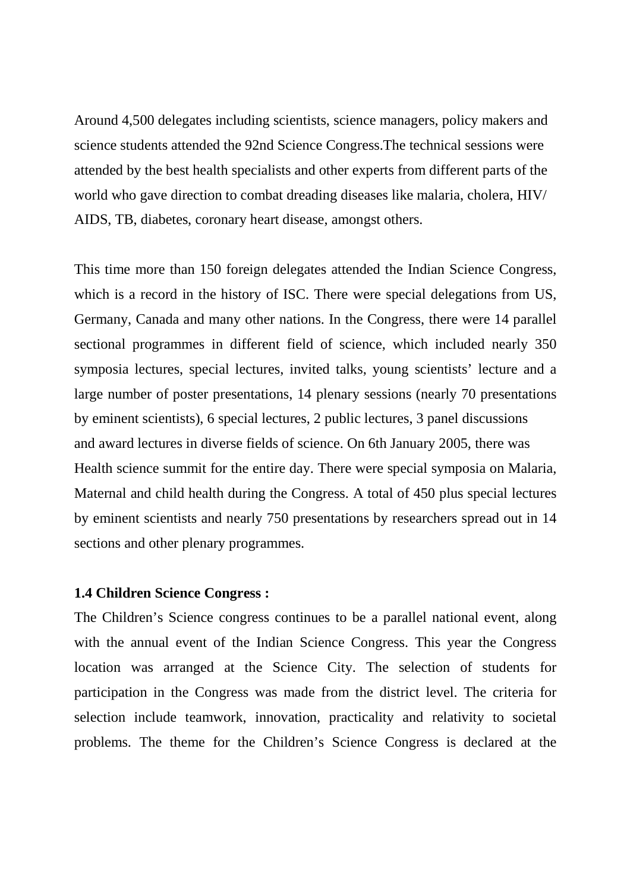Around 4,500 delegates including scientists, science managers, policy makers and science students attended the 92nd Science Congress.The technical sessions were attended by the best health specialists and other experts from different parts of the world who gave direction to combat dreading diseases like malaria, cholera, HIV/ AIDS, TB, diabetes, coronary heart disease, amongst others.

This time more than 150 foreign delegates attended the Indian Science Congress, which is a record in the history of ISC. There were special delegations from US, Germany, Canada and many other nations. In the Congress, there were 14 parallel sectional programmes in different field of science, which included nearly 350 symposia lectures, special lectures, invited talks, young scientists' lecture and a large number of poster presentations, 14 plenary sessions (nearly 70 presentations by eminent scientists), 6 special lectures, 2 public lectures, 3 panel discussions and award lectures in diverse fields of science. On 6th January 2005, there was Health science summit for the entire day. There were special symposia on Malaria, Maternal and child health during the Congress. A total of 450 plus special lectures by eminent scientists and nearly 750 presentations by researchers spread out in 14 sections and other plenary programmes.

**1.4 Children Science Congress :**

The Children's Science congress continues to be a parallel national event, along with the annual event of the Indian Science Congress. This year the Congress location was arranged at the Science City. The selection of students for participation in the Congress was made from the district level. The criteria for selection include teamwork, innovation, practicality and relativity to societal problems. The theme for the Children's Science Congress is declared at the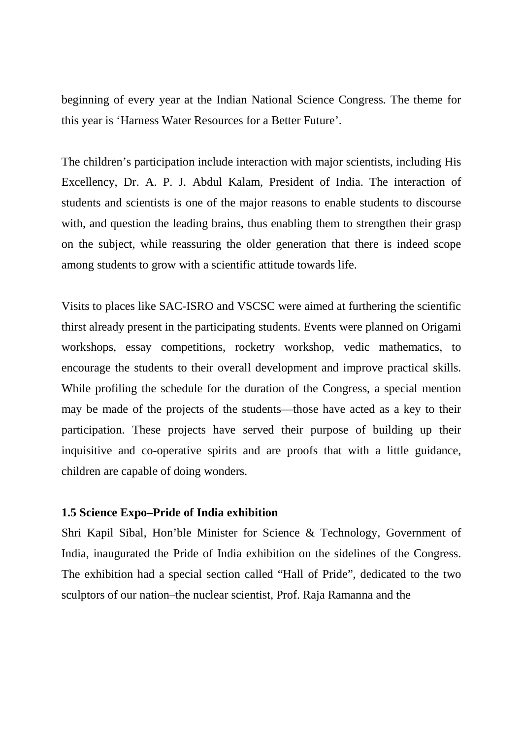beginning of every year at the Indian National Science Congress. The theme for this year is ‘Harness Water Resources for a Better Future’.

The children’s participation include interaction with major scientists, including His Excellency, Dr. A. P. J. Abdul Kalam, President of India. The interaction of students and scientists is one of the major reasons to enable students to discourse with, and question the leading brains, thus enabling them to strengthen their grasp on the subject, while reassuring the older generation that there is indeed scope among students to grow with a scientific attitude towards life.

Visits to places like SAC-ISRO and VSCSC were aimed at furthering the scientific thirst already present in the participating students. Events were planned on Origami workshops, essay competitions, rocketry workshop, vedic mathematics, to encourage the students to their overall development and improve practical skills. While profiling the schedule for the duration of the Congress, a special mention may be made of the projects of the students—those have acted as a key to their participation. These projects have served their purpose of building up their inquisitive and co-operative spirits and are proofs that with a little guidance, children are capable of doing wonders.

**1.5 Science Expo–Pride of India exhibition**

Shri Kapil Sibal, Hon’ble Minister for Science & Technology, Government of India, inaugurated the Pride of India exhibition on the sidelines of the Congress. The exhibition had a special section called “Hall of Pride”, dedicated to the two sculptors of our nation–the nuclear scientist, Prof. Raja Ramanna and the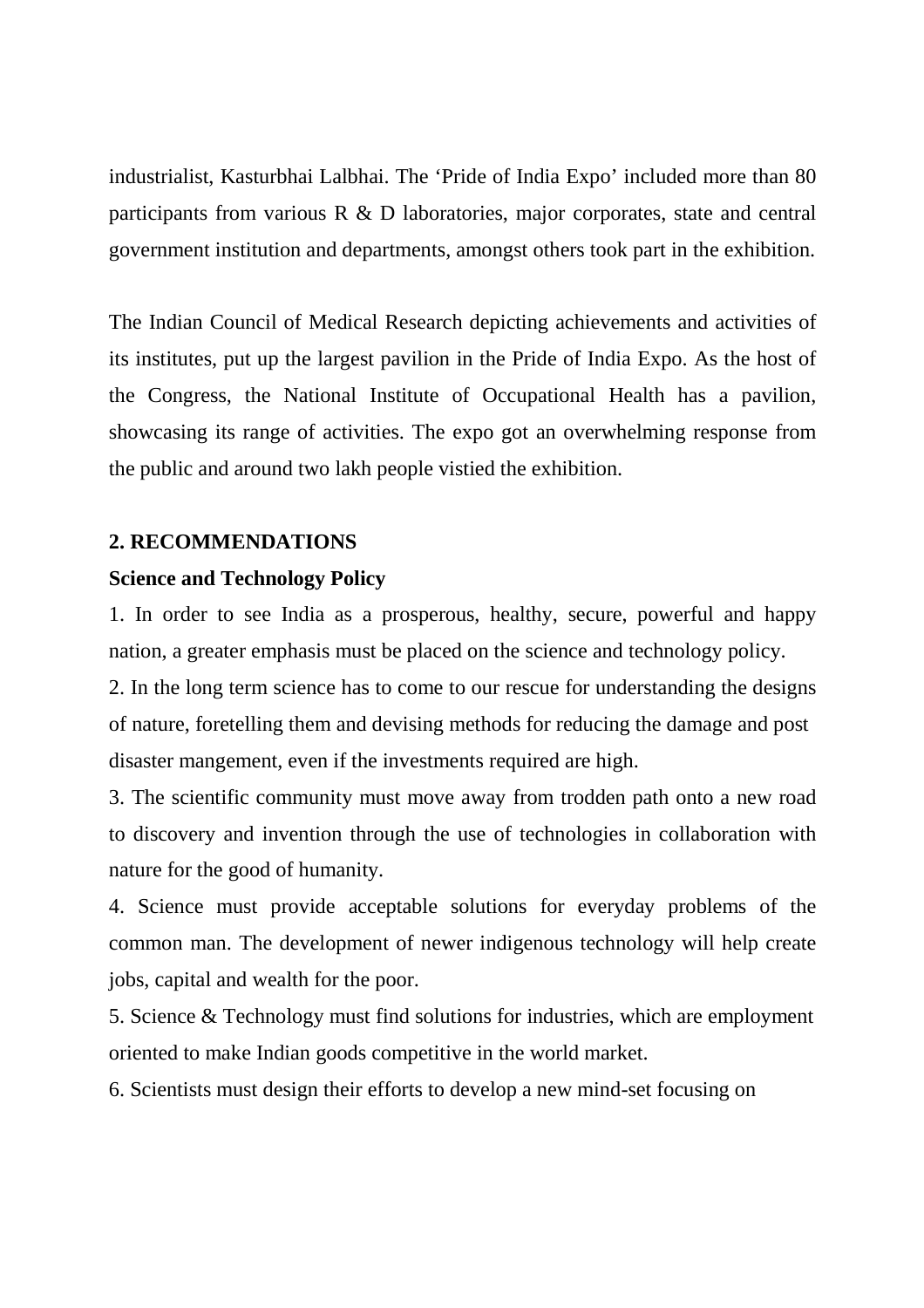industrialist, Kasturbhai Lalbhai. The 'Pride of India Expo' included more than 80 participants from various R & D laboratories, major corporates, state and central government institution and departments, amongst others took part in the exhibition.

The Indian Council of Medical Research depicting achievements and activities of its institutes, put up the largest pavilion in the Pride of India Expo. As the host of the Congress, the National Institute of Occupational Health has a pavilion, showcasing its range of activities. The expo got an overwhelming response from the public and around two lakh people vistied the exhibition.

## 2. RECOMMENDATIONS

### Science and Technology Policy

1. In order to see India as a prosperous, healthy, secure, powerful and happy nation, a greater emphasis must be placed on the science and technology policy.
2. In the long term science has to come to our rescue for understanding the designs of nature, foretelling them and devising methods for reducing the damage and post disaster mangement, even if the investments required are high.
3. The scientific community must move away from trodden path onto a new road to discovery and invention through the use of technologies in collaboration with nature for the good of humanity.
4. Science must provide acceptable solutions for everyday problems of the common man. The development of newer indigenous technology will help create jobs, capital and wealth for the poor.
5. Science & Technology must find solutions for industries, which are employment oriented to make Indian goods competitive in the world market.
6. Scientists must design their efforts to develop a new mind-set focusing on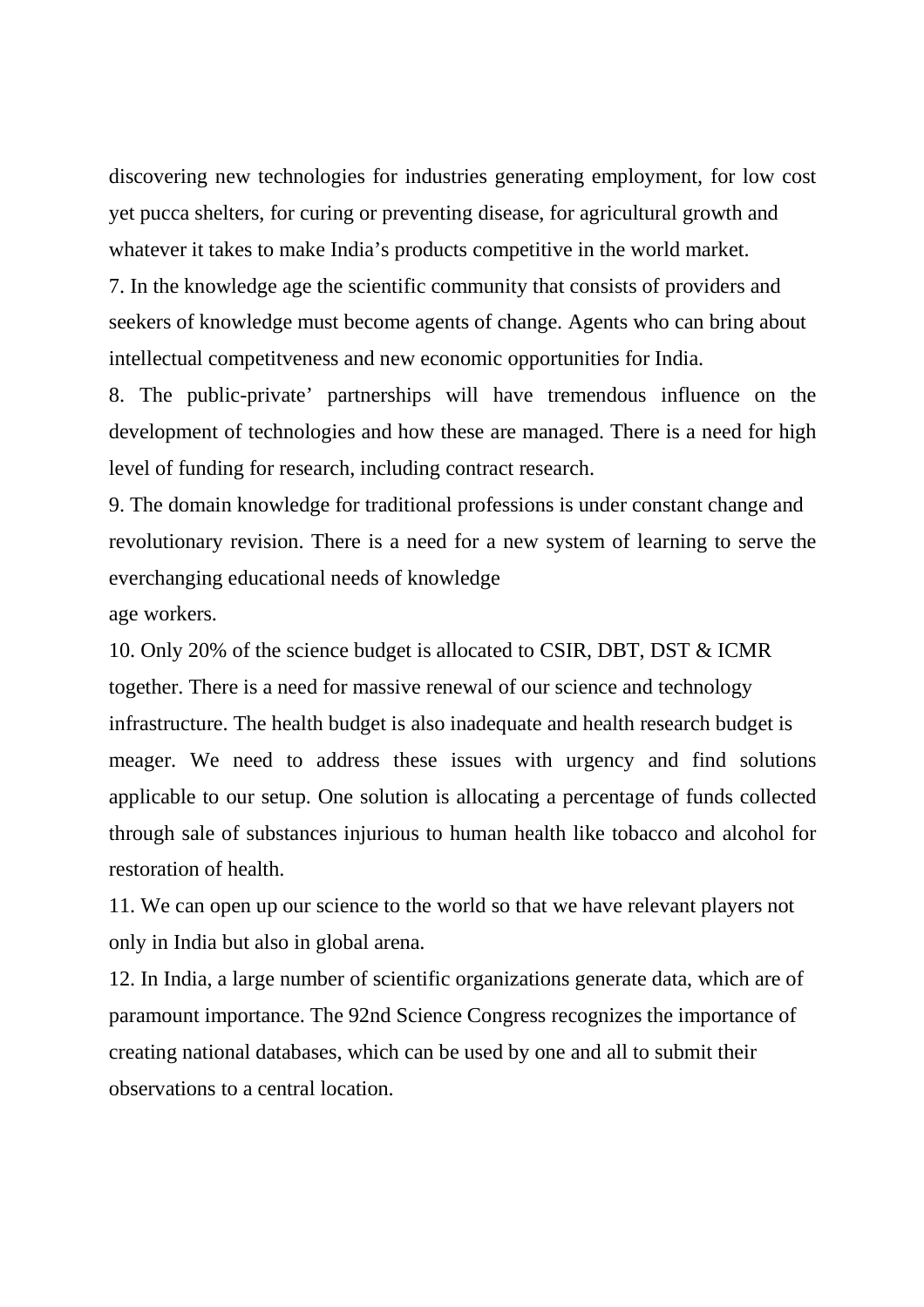discovering new technologies for industries generating employment, for low cost yet pucca shelters, for curing or preventing disease, for agricultural growth and whatever it takes to make India's products competitive in the world market.

7. In the knowledge age the scientific community that consists of providers and seekers of knowledge must become agents of change. Agents who can bring about intellectual competitveness and new economic opportunities for India.

8. The public-private' partnerships will have tremendous influence on the development of technologies and how these are managed. There is a need for high level of funding for research, including contract research.

9. The domain knowledge for traditional professions is under constant change and revolutionary revision. There is a need for a new system of learning to serve the everchanging educational needs of knowledge age workers.

10. Only 20% of the science budget is allocated to CSIR, DBT, DST & ICMR together. There is a need for massive renewal of our science and technology infrastructure. The health budget is also inadequate and health research budget is meager. We need to address these issues with urgency and find solutions applicable to our setup. One solution is allocating a percentage of funds collected through sale of substances injurious to human health like tobacco and alcohol for restoration of health.

11. We can open up our science to the world so that we have relevant players not only in India but also in global arena.

12. In India, a large number of scientific organizations generate data, which are of paramount importance. The 92nd Science Congress recognizes the importance of creating national databases, which can be used by one and all to submit their observations to a central location.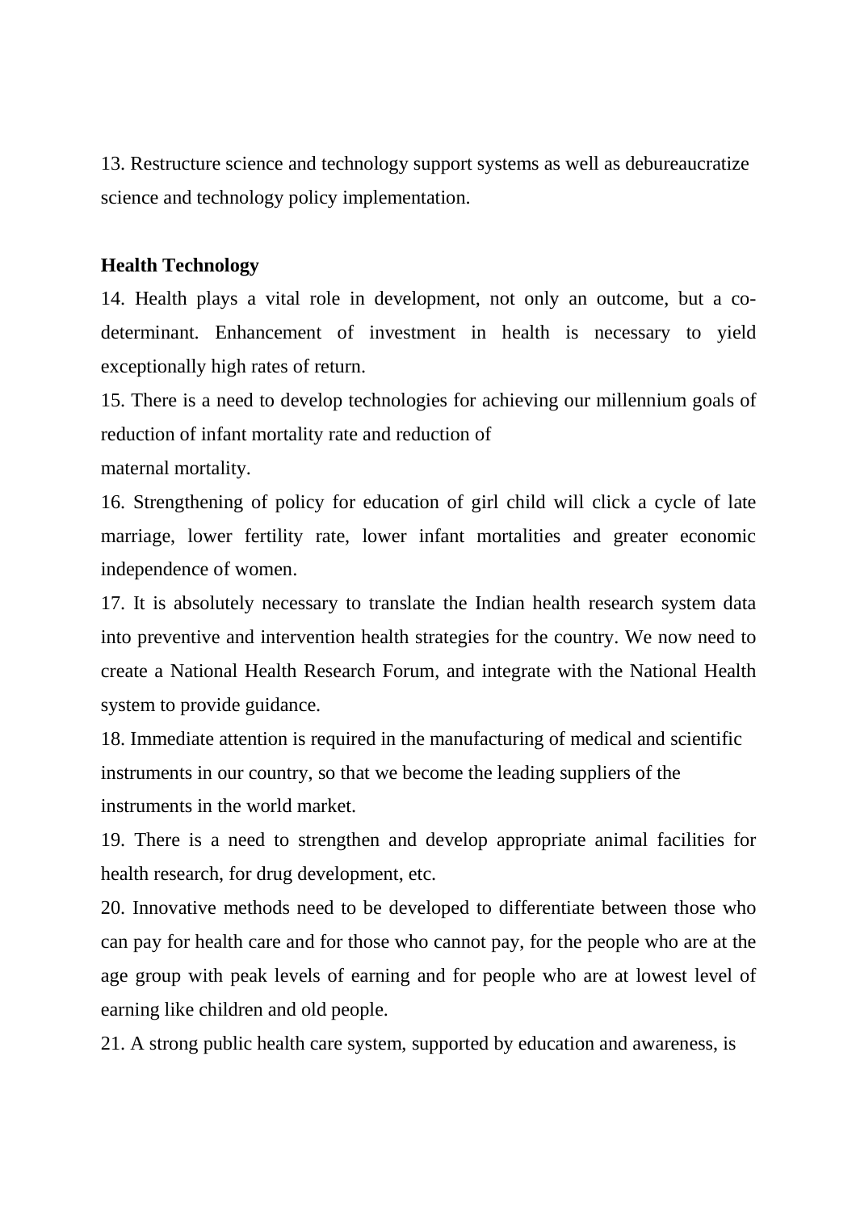13. Restructure science and technology support systems as well as debureaucratize science and technology policy implementation.

**Health Technology**

14. Health plays a vital role in development, not only an outcome, but a co-determinant. Enhancement of investment in health is necessary to yield exceptionally high rates of return.

15. There is a need to develop technologies for achieving our millennium goals of reduction of infant mortality rate and reduction of maternal mortality.

16. Strengthening of policy for education of girl child will click a cycle of late marriage, lower fertility rate, lower infant mortalities and greater economic independence of women.

17. It is absolutely necessary to translate the Indian health research system data into preventive and intervention health strategies for the country. We now need to create a National Health Research Forum, and integrate with the National Health system to provide guidance.

18. Immediate attention is required in the manufacturing of medical and scientific instruments in our country, so that we become the leading suppliers of the instruments in the world market.

19. There is a need to strengthen and develop appropriate animal facilities for health research, for drug development, etc.

20. Innovative methods need to be developed to differentiate between those who can pay for health care and for those who cannot pay, for the people who are at the age group with peak levels of earning and for people who are at lowest level of earning like children and old people.

21. A strong public health care system, supported by education and awareness, is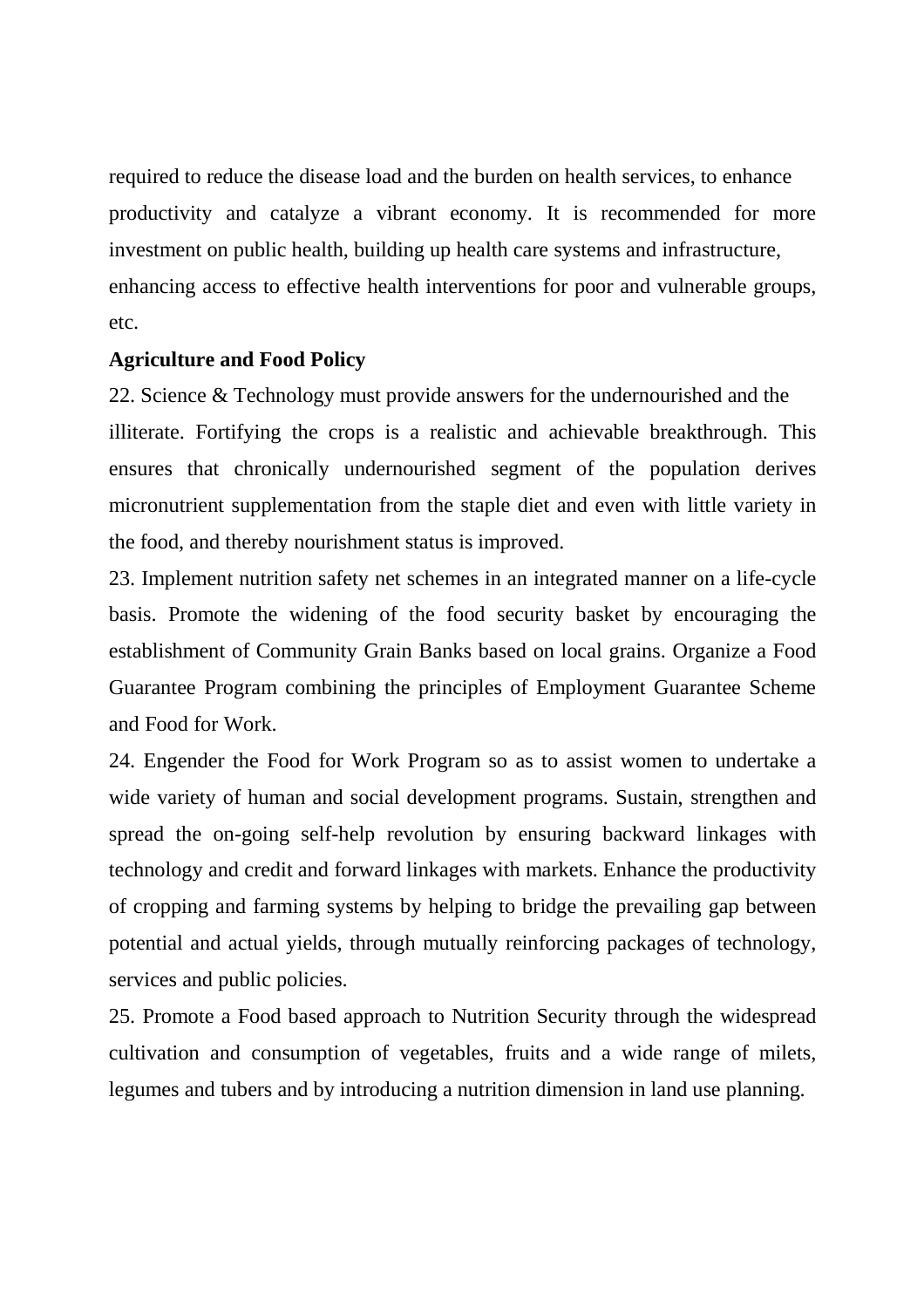required to reduce the disease load and the burden on health services, to enhance productivity and catalyze a vibrant economy. It is recommended for more investment on public health, building up health care systems and infrastructure, enhancing access to effective health interventions for poor and vulnerable groups, etc.

**Agriculture and Food Policy**

22. Science & Technology must provide answers for the undernourished and the illiterate. Fortifying the crops is a realistic and achievable breakthrough. This ensures that chronically undernourished segment of the population derives micronutrient supplementation from the staple diet and even with little variety in the food, and thereby nourishment status is improved.

23. Implement nutrition safety net schemes in an integrated manner on a life-cycle basis. Promote the widening of the food security basket by encouraging the establishment of Community Grain Banks based on local grains. Organize a Food Guarantee Program combining the principles of Employment Guarantee Scheme and Food for Work.

24. Engender the Food for Work Program so as to assist women to undertake a wide variety of human and social development programs. Sustain, strengthen and spread the on-going self-help revolution by ensuring backward linkages with technology and credit and forward linkages with markets. Enhance the productivity of cropping and farming systems by helping to bridge the prevailing gap between potential and actual yields, through mutually reinforcing packages of technology, services and public policies.

25. Promote a Food based approach to Nutrition Security through the widespread cultivation and consumption of vegetables, fruits and a wide range of milets, legumes and tubers and by introducing a nutrition dimension in land use planning.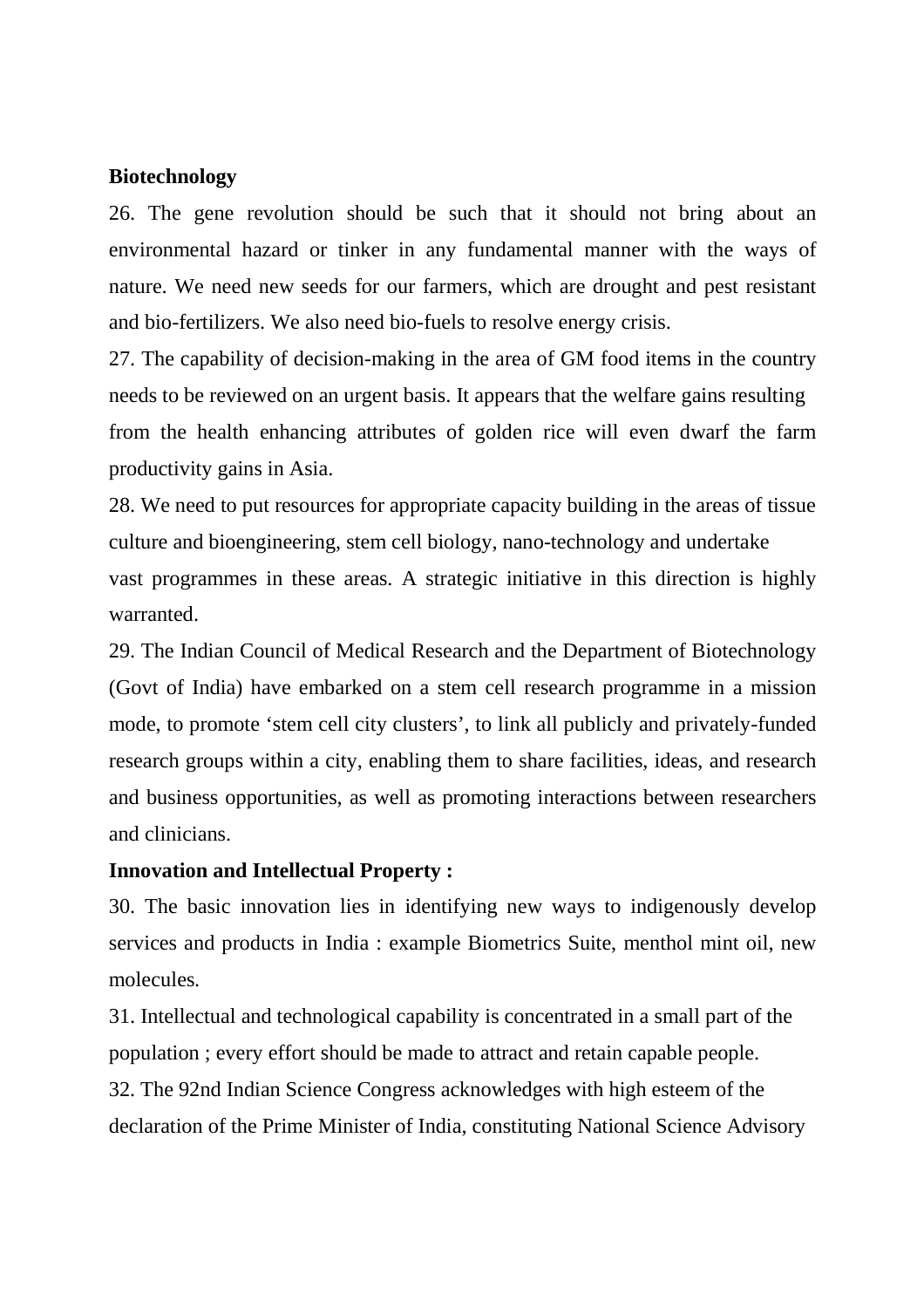**Biotechnology**

26. The gene revolution should be such that it should not bring about an environmental hazard or tinker in any fundamental manner with the ways of nature. We need new seeds for our farmers, which are drought and pest resistant and bio-fertilizers. We also need bio-fuels to resolve energy crisis.

27. The capability of decision-making in the area of GM food items in the country needs to be reviewed on an urgent basis. It appears that the welfare gains resulting from the health enhancing attributes of golden rice will even dwarf the farm productivity gains in Asia.

28. We need to put resources for appropriate capacity building in the areas of tissue culture and bioengineering, stem cell biology, nano-technology and undertake vast programmes in these areas. A strategic initiative in this direction is highly warranted.

29. The Indian Council of Medical Research and the Department of Biotechnology (Govt of India) have embarked on a stem cell research programme in a mission mode, to promote 'stem cell city clusters', to link all publicly and privately-funded research groups within a city, enabling them to share facilities, ideas, and research and business opportunities, as well as promoting interactions between researchers and clinicians.

**Innovation and Intellectual Property :**

30. The basic innovation lies in identifying new ways to indigenously develop services and products in India : example Biometrics Suite, menthol mint oil, new molecules.

31. Intellectual and technological capability is concentrated in a small part of the population ; every effort should be made to attract and retain capable people.

32. The 92nd Indian Science Congress acknowledges with high esteem of the declaration of the Prime Minister of India, constituting National Science Advisory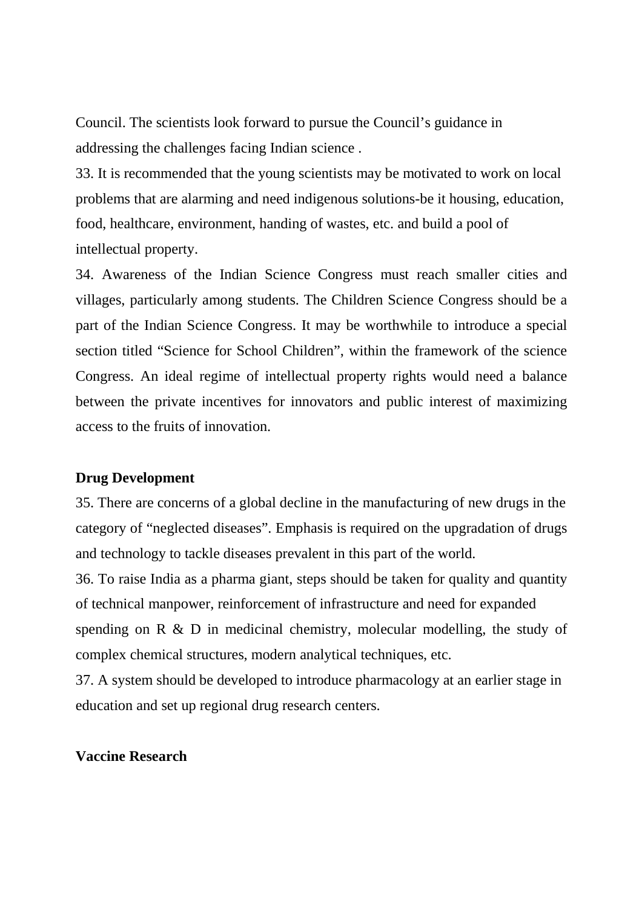Council. The scientists look forward to pursue the Council's guidance in addressing the challenges facing Indian science .

33. It is recommended that the young scientists may be motivated to work on local problems that are alarming and need indigenous solutions-be it housing, education, food, healthcare, environment, handing of wastes, etc. and build a pool of intellectual property.

34. Awareness of the Indian Science Congress must reach smaller cities and villages, particularly among students. The Children Science Congress should be a part of the Indian Science Congress. It may be worthwhile to introduce a special section titled "Science for School Children", within the framework of the science Congress. An ideal regime of intellectual property rights would need a balance between the private incentives for innovators and public interest of maximizing access to the fruits of innovation.

**Drug Development**

35. There are concerns of a global decline in the manufacturing of new drugs in the category of "neglected diseases". Emphasis is required on the upgradation of drugs and technology to tackle diseases prevalent in this part of the world.

36. To raise India as a pharma giant, steps should be taken for quality and quantity of technical manpower, reinforcement of infrastructure and need for expanded spending on R & D in medicinal chemistry, molecular modelling, the study of complex chemical structures, modern analytical techniques, etc.

37. A system should be developed to introduce pharmacology at an earlier stage in education and set up regional drug research centers.

**Vaccine Research**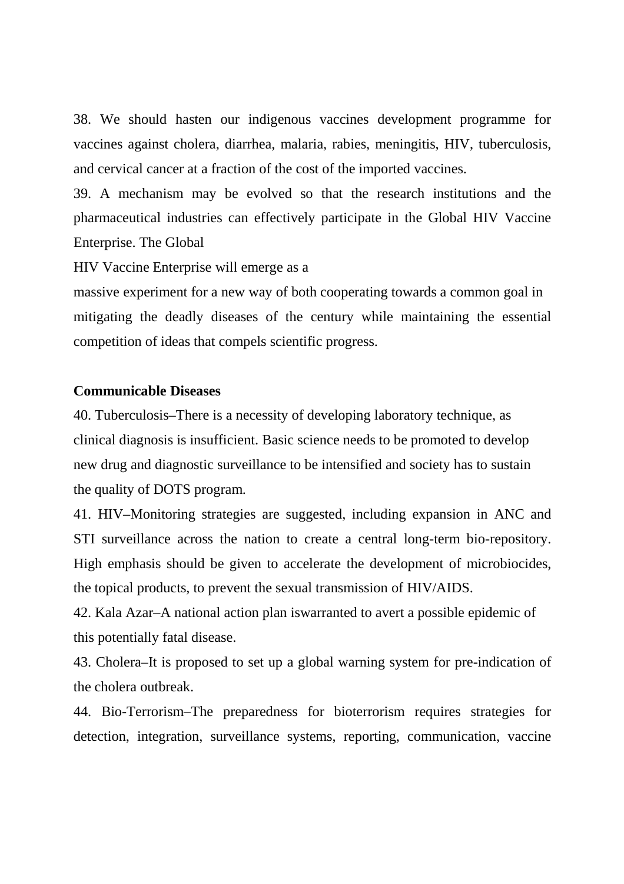38. We should hasten our indigenous vaccines development programme for vaccines against cholera, diarrhea, malaria, rabies, meningitis, HIV, tuberculosis, and cervical cancer at a fraction of the cost of the imported vaccines.

39. A mechanism may be evolved so that the research institutions and the pharmaceutical industries can effectively participate in the Global HIV Vaccine Enterprise. The Global HIV Vaccine Enterprise will emerge as a massive experiment for a new way of both cooperating towards a common goal in mitigating the deadly diseases of the century while maintaining the essential competition of ideas that compels scientific progress.

**Communicable Diseases**

40. Tuberculosis–There is a necessity of developing laboratory technique, as clinical diagnosis is insufficient. Basic science needs to be promoted to develop new drug and diagnostic surveillance to be intensified and society has to sustain the quality of DOTS program.

41. HIV–Monitoring strategies are suggested, including expansion in ANC and STI surveillance across the nation to create a central long-term bio-repository. High emphasis should be given to accelerate the development of microbiocides, the topical products, to prevent the sexual transmission of HIV/AIDS.

42. Kala Azar–A national action plan iswarranted to avert a possible epidemic of this potentially fatal disease.

43. Cholera–It is proposed to set up a global warning system for pre-indication of the cholera outbreak.

44. Bio-Terrorism–The preparedness for bioterrorism requires strategies for detection, integration, surveillance systems, reporting, communication, vaccine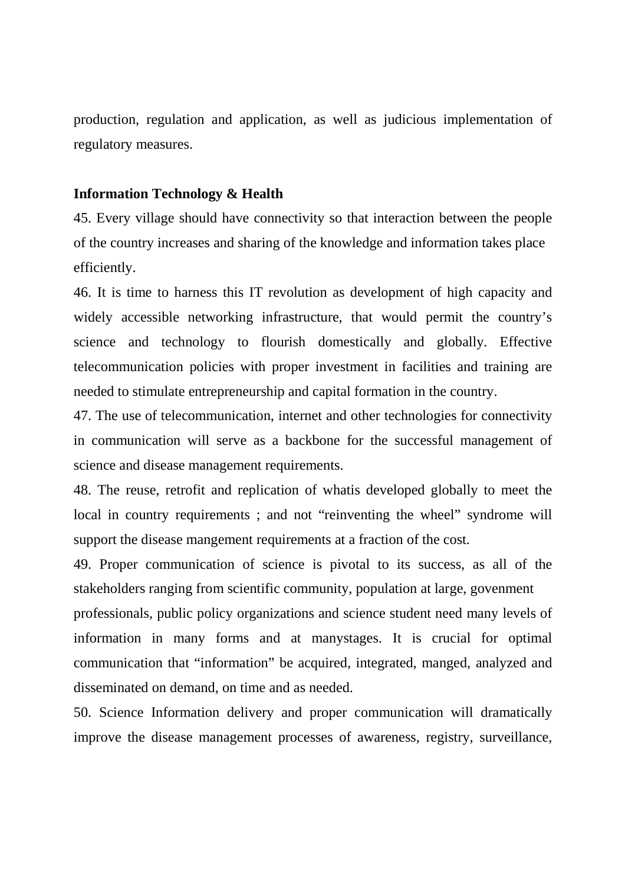production, regulation and application, as well as judicious implementation of regulatory measures.

**Information Technology & Health**

45. Every village should have connectivity so that interaction between the people of the country increases and sharing of the knowledge and information takes place efficiently.

46. It is time to harness this IT revolution as development of high capacity and widely accessible networking infrastructure, that would permit the country's science and technology to flourish domestically and globally. Effective telecommunication policies with proper investment in facilities and training are needed to stimulate entrepreneurship and capital formation in the country.

47. The use of telecommunication, internet and other technologies for connectivity in communication will serve as a backbone for the successful management of science and disease management requirements.

48. The reuse, retrofit and replication of whatis developed globally to meet the local in country requirements ; and not "reinventing the wheel" syndrome will support the disease mangement requirements at a fraction of the cost.

49. Proper communication of science is pivotal to its success, as all of the stakeholders ranging from scientific community, population at large, govenment professionals, public policy organizations and science student need many levels of information in many forms and at manystages. It is crucial for optimal communication that "information" be acquired, integrated, manged, analyzed and disseminated on demand, on time and as needed.

50. Science Information delivery and proper communication will dramatically improve the disease management processes of awareness, registry, surveillance,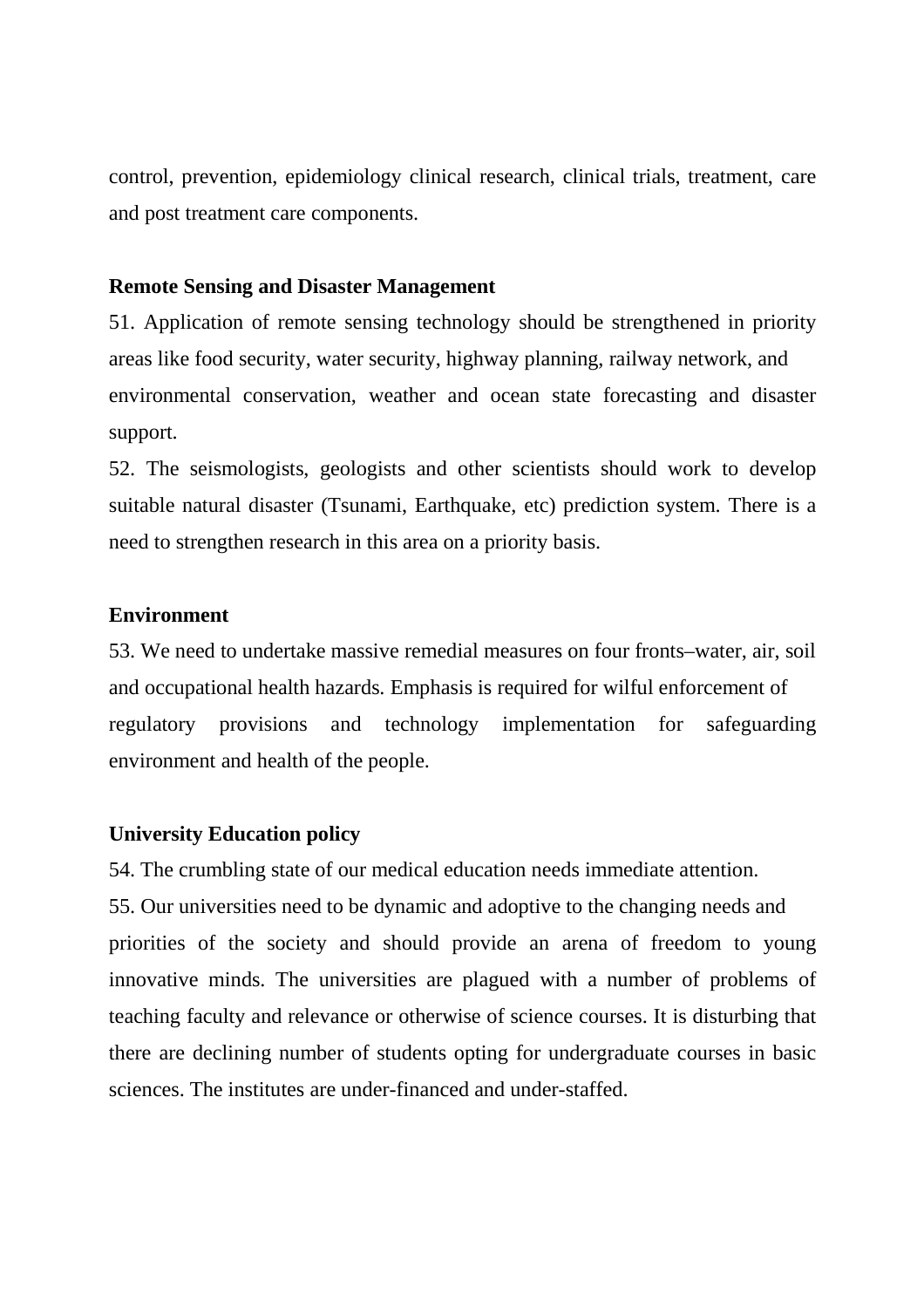control, prevention, epidemiology clinical research, clinical trials, treatment, care and post treatment care components.

**Remote Sensing and Disaster Management**

51. Application of remote sensing technology should be strengthened in priority areas like food security, water security, highway planning, railway network, and environmental conservation, weather and ocean state forecasting and disaster support.

52. The seismologists, geologists and other scientists should work to develop suitable natural disaster (Tsunami, Earthquake, etc) prediction system. There is a need to strengthen research in this area on a priority basis.

**Environment**

53. We need to undertake massive remedial measures on four fronts–water, air, soil and occupational health hazards. Emphasis is required for wilful enforcement of regulatory provisions and technology implementation for safeguarding environment and health of the people.

**University Education policy**

54. The crumbling state of our medical education needs immediate attention.

55. Our universities need to be dynamic and adoptive to the changing needs and priorities of the society and should provide an arena of freedom to young innovative minds. The universities are plagued with a number of problems of teaching faculty and relevance or otherwise of science courses. It is disturbing that there are declining number of students opting for undergraduate courses in basic sciences. The institutes are under-financed and under-staffed.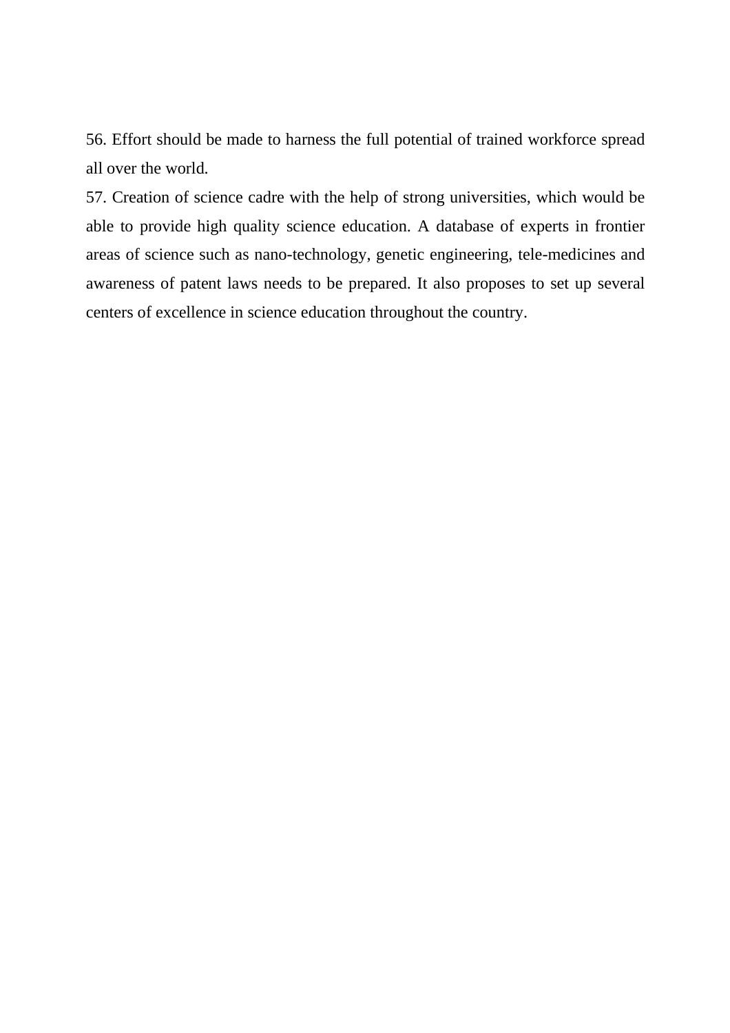56. Effort should be made to harness the full potential of trained workforce spread all over the world.

57. Creation of science cadre with the help of strong universities, which would be able to provide high quality science education. A database of experts in frontier areas of science such as nano-technology, genetic engineering, tele-medicines and awareness of patent laws needs to be prepared. It also proposes to set up several centers of excellence in science education throughout the country.